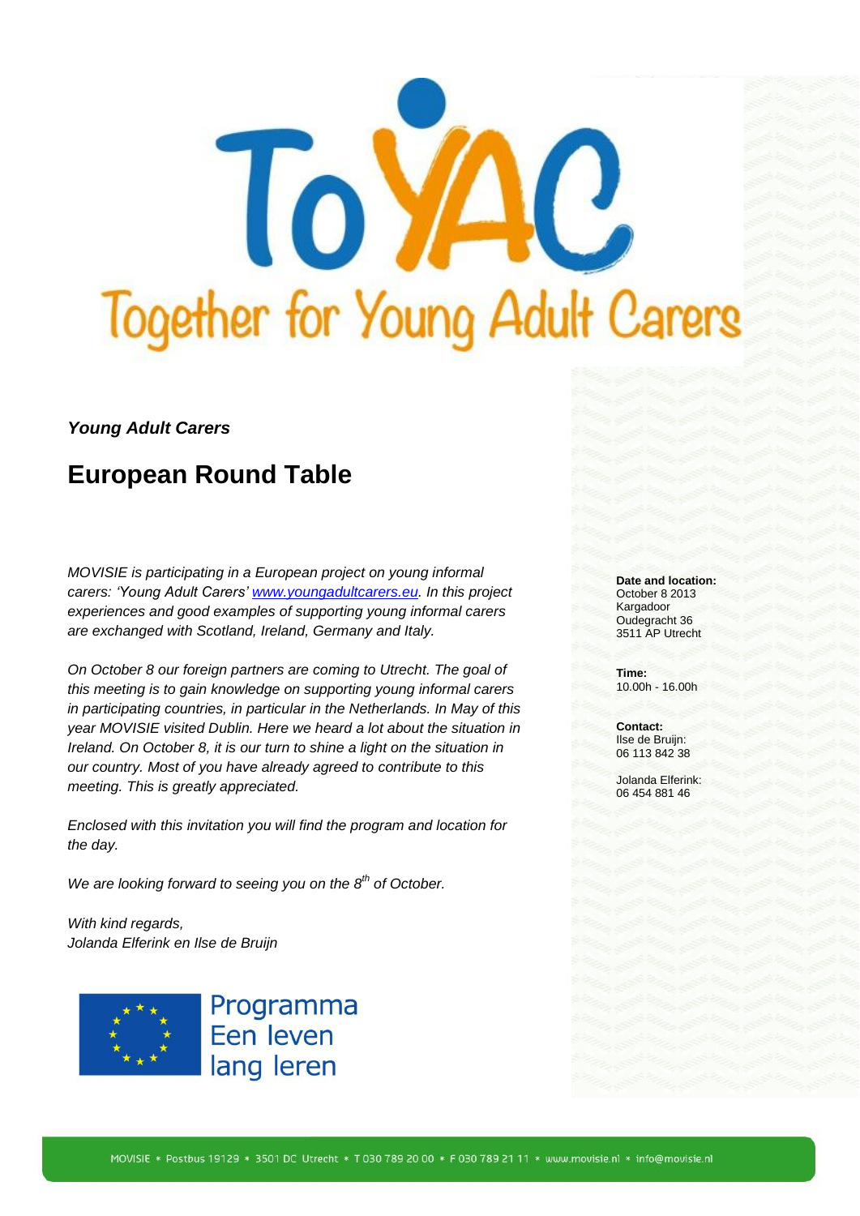# ToYAC

## Together for Young Adult Carers

***Young Adult Carers***

# European Round Table

*MOVISIE is participating in a European project on young informal carers: 'Young Adult Carers' www.youngadultcarers.eu. In this project experiences and good examples of supporting young informal carers are exchanged with Scotland, Ireland, Germany and Italy.*

*On October 8 our foreign partners are coming to Utrecht. The goal of this meeting is to gain knowledge on supporting young informal carers in participating countries, in particular in the Netherlands. In May of this year MOVISIE visited Dublin. Here we heard a lot about the situation in Ireland. On October 8, it is our turn to shine a light on the situation in our country. Most of you have already agreed to contribute to this meeting. This is greatly appreciated.*

*Enclosed with this invitation you will find the program and location for the day.*

*We are looking forward to seeing you on the 8th of October.*

*With kind regards,*
*Jolanda Elferink en Ilse de Bruijn*

**Date and location:**
October 8 2013
Kargadoor
Oudegracht 36
3511 AP Utrecht

**Time:**
10.00h - 16.00h

**Contact:**
Ilse de Bruijn:
06 113 842 38

Jolanda Elferink:
06 454 881 46

Programma Een leven lang leren

MOVISIE * Postbus 19129 * 3501 DC Utrecht * T 030 789 20 00 * F 030 789 21 11 * www.movisie.nl * info@movisie.nl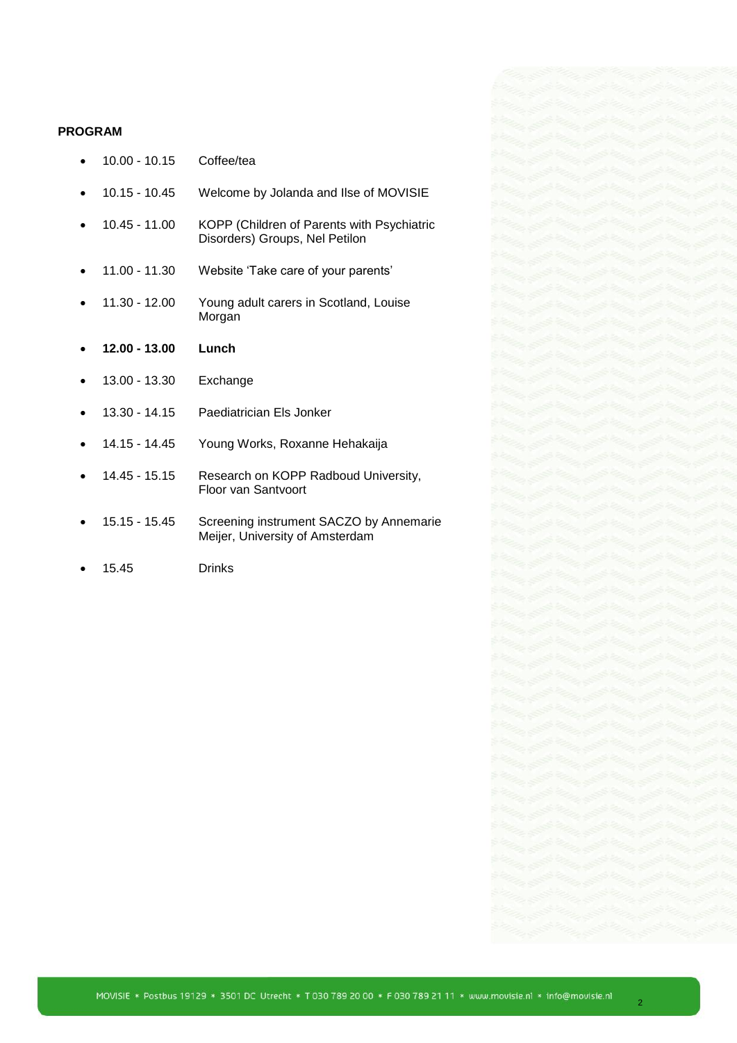**PROGRAM**

- 10.00 - 10.15 Coffee/tea
- 10.15 - 10.45 Welcome by Jolanda and Ilse of MOVISIE
- 10.45 - 11.00 KOPP (Children of Parents with Psychiatric Disorders) Groups, Nel Petilon
- 11.00 - 11.30 Website 'Take care of your parents'
- 11.30 - 12.00 Young adult carers in Scotland, Louise Morgan
- **12.00 - 13.00 Lunch**
- 13.00 - 13.30 Exchange
- 13.30 - 14.15 Paediatrician Els Jonker
- 14.15 - 14.45 Young Works, Roxanne Hehakaija
- 14.45 - 15.15 Research on KOPP Radboud University, Floor van Santvoort
- 15.15 - 15.45 Screening instrument SACZO by Annemarie Meijer, University of Amsterdam
- 15.45 Drinks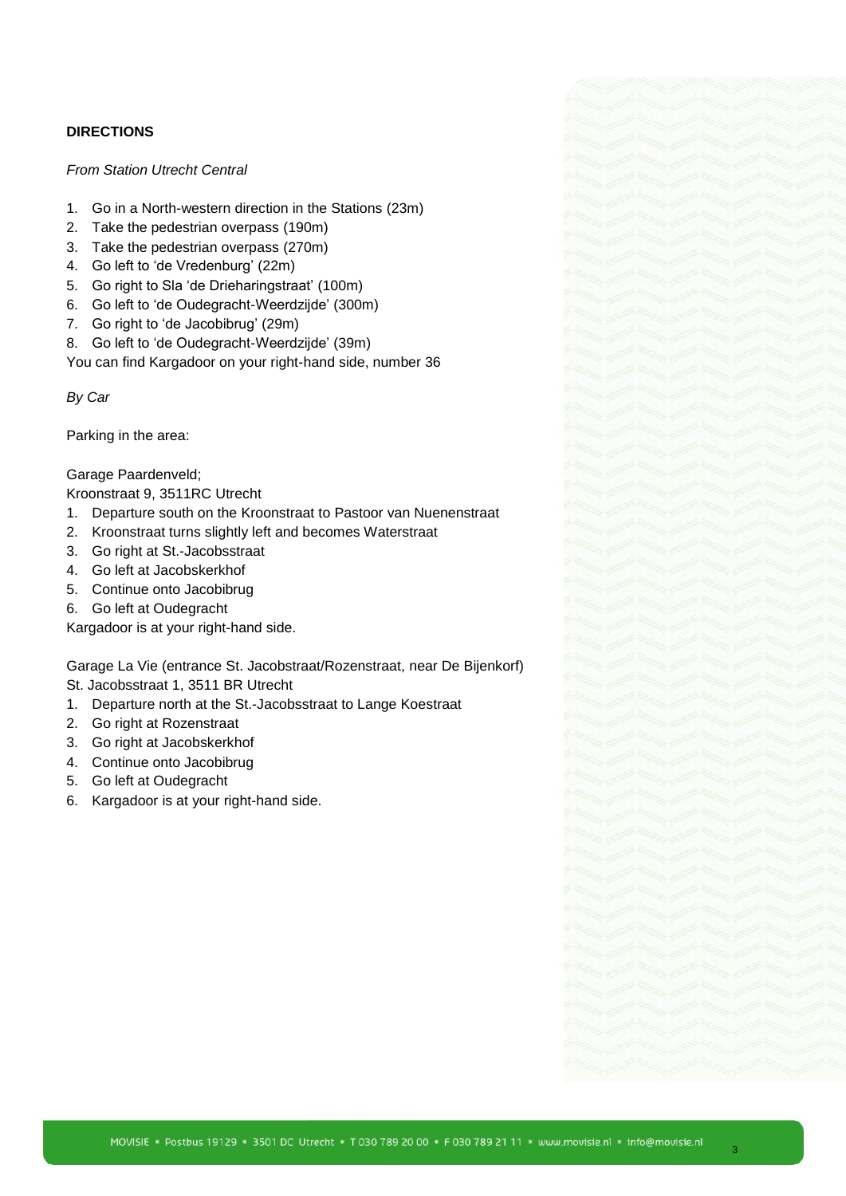**DIRECTIONS**

*From Station Utrecht Central*

1. Go in a North-western direction in the Stations (23m)
2. Take the pedestrian overpass (190m)
3. Take the pedestrian overpass (270m)
4. Go left to 'de Vredenburg' (22m)
5. Go right to Sla 'de Drieharingstraat' (100m)
6. Go left to 'de Oudegracht-Weerdzijde' (300m)
7. Go right to 'de Jacobibrug' (29m)
8. Go left to 'de Oudegracht-Weerdzijde' (39m)

You can find Kargadoor on your right-hand side, number 36

*By Car*

Parking in the area:

Garage Paardenveld;
Kroonstraat 9, 3511RC Utrecht

1. Departure south on the Kroonstraat to Pastoor van Nuenenstraat
2. Kroonstraat turns slightly left and becomes Waterstraat
3. Go right at St.-Jacobsstraat
4. Go left at Jacobskerkhof
5. Continue onto Jacobibrug
6. Go left at Oudegracht

Kargadoor is at your right-hand side.

Garage La Vie (entrance St. Jacobstraat/Rozenstraat, near De Bijenkorf)
St. Jacobsstraat 1, 3511 BR Utrecht

1. Departure north at the St.-Jacobsstraat to Lange Koestraat
2. Go right at Rozenstraat
3. Go right at Jacobskerkhof
4. Continue onto Jacobibrug
5. Go left at Oudegracht
6. Kargadoor is at your right-hand side.